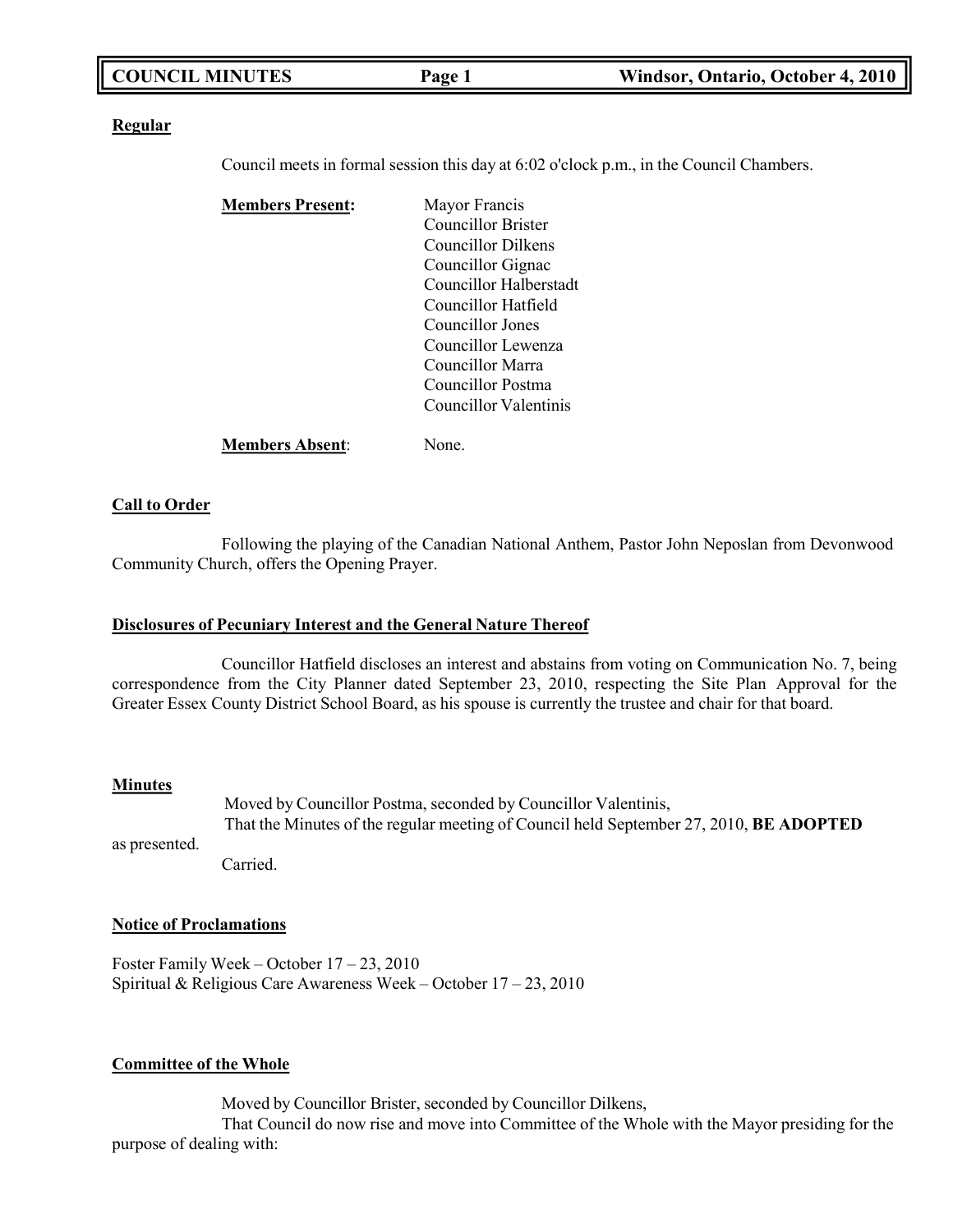**Regular**

Council meets in formal session this day at 6:02 o'clock p.m., in the Council Chambers.

**Members Present:**

Mayor Francis
Councillor Brister
Councillor Dilkens
Councillor Gignac
Councillor Halberstadt
Councillor Hatfield
Councillor Jones
Councillor Lewenza
Councillor Marra
Councillor Postma
Councillor Valentinis

**Members Absent**: None.

**Call to Order**

Following the playing of the Canadian National Anthem, Pastor John Neposlan from Devonwood Community Church, offers the Opening Prayer.

**Disclosures of Pecuniary Interest and the General Nature Thereof**

Councillor Hatfield discloses an interest and abstains from voting on Communication No. 7, being correspondence from the City Planner dated September 23, 2010, respecting the Site Plan Approval for the Greater Essex County District School Board, as his spouse is currently the trustee and chair for that board.

**Minutes**

Moved by Councillor Postma, seconded by Councillor Valentinis,
That the Minutes of the regular meeting of Council held September 27, 2010, **BE ADOPTED** as presented.
Carried.

**Notice of Proclamations**

Foster Family Week – October 17 – 23, 2010
Spiritual & Religious Care Awareness Week – October 17 – 23, 2010

**Committee of the Whole**

Moved by Councillor Brister, seconded by Councillor Dilkens,
That Council do now rise and move into Committee of the Whole with the Mayor presiding for the purpose of dealing with: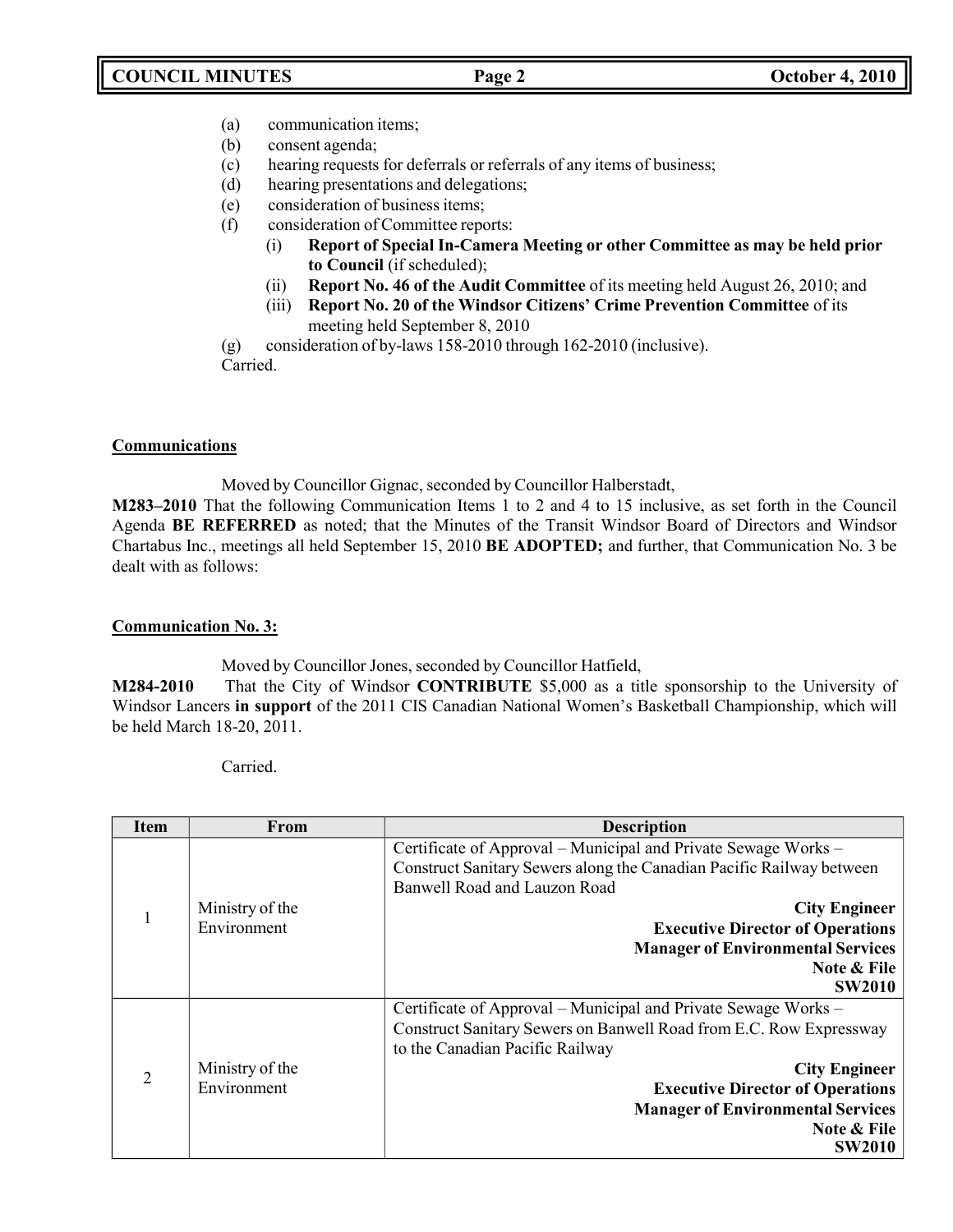(a) communication items;
(b) consent agenda;
(c) hearing requests for deferrals or referrals of any items of business;
(d) hearing presentations and delegations;
(e) consideration of business items;
(f) consideration of Committee reports:
   (i) **Report of Special In-Camera Meeting or other Committee as may be held prior to Council** (if scheduled);
   (ii) **Report No. 46 of the Audit Committee** of its meeting held August 26, 2010; and
   (iii) **Report No. 20 of the Windsor Citizens' Crime Prevention Committee** of its meeting held September 8, 2010
(g) consideration of by-laws 158-2010 through 162-2010 (inclusive).

Carried.

**Communications**

Moved by Councillor Gignac, seconded by Councillor Halberstadt,

**M283–2010** That the following Communication Items 1 to 2 and 4 to 15 inclusive, as set forth in the Council Agenda **BE REFERRED** as noted; that the Minutes of the Transit Windsor Board of Directors and Windsor Chartabus Inc., meetings all held September 15, 2010 **BE ADOPTED;** and further, that Communication No. 3 be dealt with as follows:

**Communication No. 3:**

Moved by Councillor Jones, seconded by Councillor Hatfield,

**M284-2010** That the City of Windsor **CONTRIBUTE** $5,000 as a title sponsorship to the University of Windsor Lancers **in support** of the 2011 CIS Canadian National Women's Basketball Championship, which will be held March 18-20, 2011.

Carried.

| Item | From | Description |
|---|---|---|
| 1 | Ministry of the Environment | Certificate of Approval – Municipal and Private Sewage Works – Construct Sanitary Sewers along the Canadian Pacific Railway between Banwell Road and Lauzon Road<br>**City Engineer**<br>**Executive Director of Operations**<br>**Manager of Environmental Services**<br>**Note & File**<br>**SW2010** |
| 2 | Ministry of the Environment | Certificate of Approval – Municipal and Private Sewage Works – Construct Sanitary Sewers on Banwell Road from E.C. Row Expressway to the Canadian Pacific Railway<br>**City Engineer**<br>**Executive Director of Operations**<br>**Manager of Environmental Services**<br>**Note & File**<br>**SW2010** |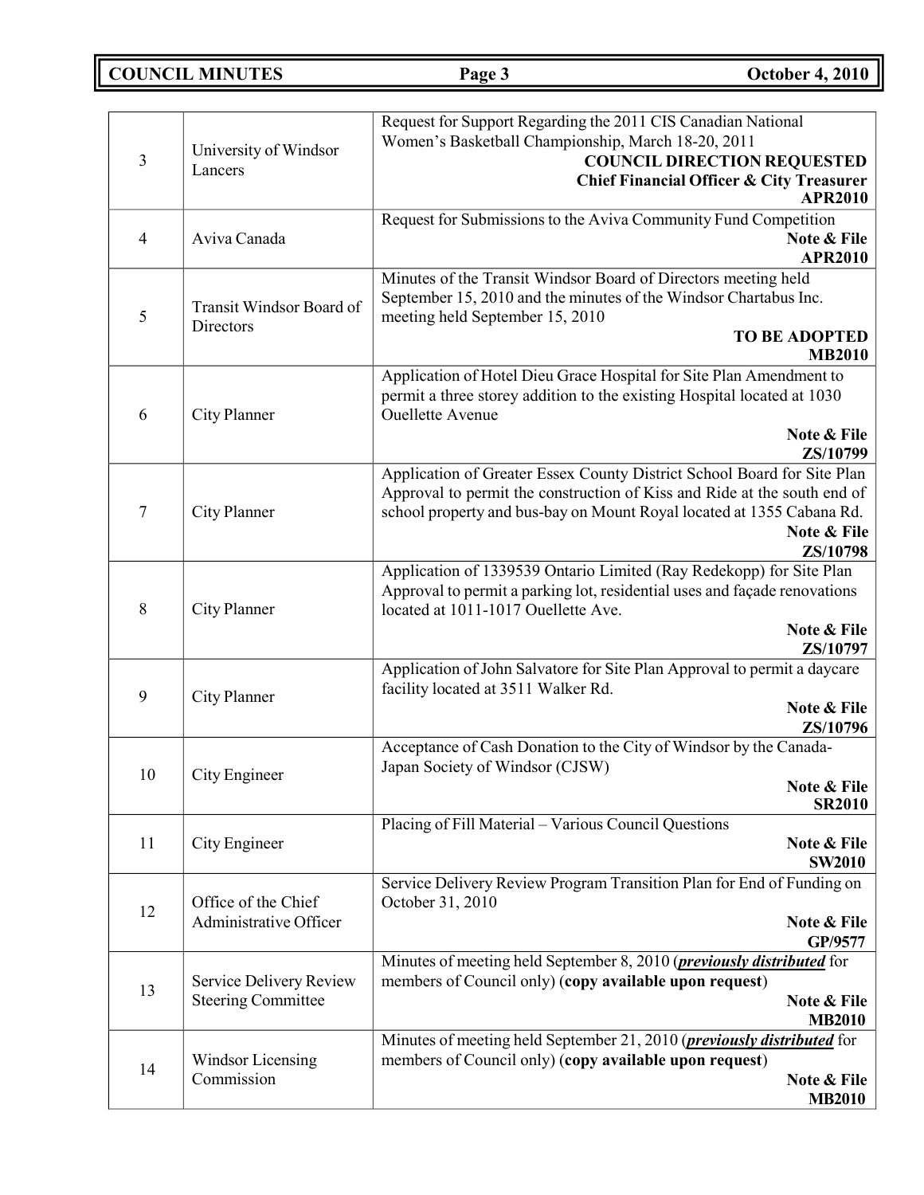| | | |
|---|---|---|
| 3 | University of Windsor Lancers | Request for Support Regarding the 2011 CIS Canadian National Women's Basketball Championship, March 18-20, 2011 **COUNCIL DIRECTION REQUESTED** **Chief Financial Officer & City Treasurer** **APR2010** |
| 4 | Aviva Canada | Request for Submissions to the Aviva Community Fund Competition **Note & File** **APR2010** |
| 5 | Transit Windsor Board of Directors | Minutes of the Transit Windsor Board of Directors meeting held September 15, 2010 and the minutes of the Windsor Chartabus Inc. meeting held September 15, 2010 **TO BE ADOPTED** **MB2010** |
| 6 | City Planner | Application of Hotel Dieu Grace Hospital for Site Plan Amendment to permit a three storey addition to the existing Hospital located at 1030 Ouellette Avenue **Note & File** **ZS/10799** |
| 7 | City Planner | Application of Greater Essex County District School Board for Site Plan Approval to permit the construction of Kiss and Ride at the south end of school property and bus-bay on Mount Royal located at 1355 Cabana Rd. **Note & File** **ZS/10798** |
| 8 | City Planner | Application of 1339539 Ontario Limited (Ray Redekopp) for Site Plan Approval to permit a parking lot, residential uses and façade renovations located at 1011-1017 Ouellette Ave. **Note & File** **ZS/10797** |
| 9 | City Planner | Application of John Salvatore for Site Plan Approval to permit a daycare facility located at 3511 Walker Rd. **Note & File** **ZS/10796** |
| 10 | City Engineer | Acceptance of Cash Donation to the City of Windsor by the Canada-Japan Society of Windsor (CJSW) **Note & File** **SR2010** |
| 11 | City Engineer | Placing of Fill Material – Various Council Questions **Note & File** **SW2010** |
| 12 | Office of the Chief Administrative Officer | Service Delivery Review Program Transition Plan for End of Funding on October 31, 2010 **Note & File** **GP/9577** |
| 13 | Service Delivery Review Steering Committee | Minutes of meeting held September 8, 2010 (***previously distributed*** for members of Council only) (**copy available upon request**) **Note & File** **MB2010** |
| 14 | Windsor Licensing Commission | Minutes of meeting held September 21, 2010 (***previously distributed*** for members of Council only) (**copy available upon request**) **Note & File** **MB2010** |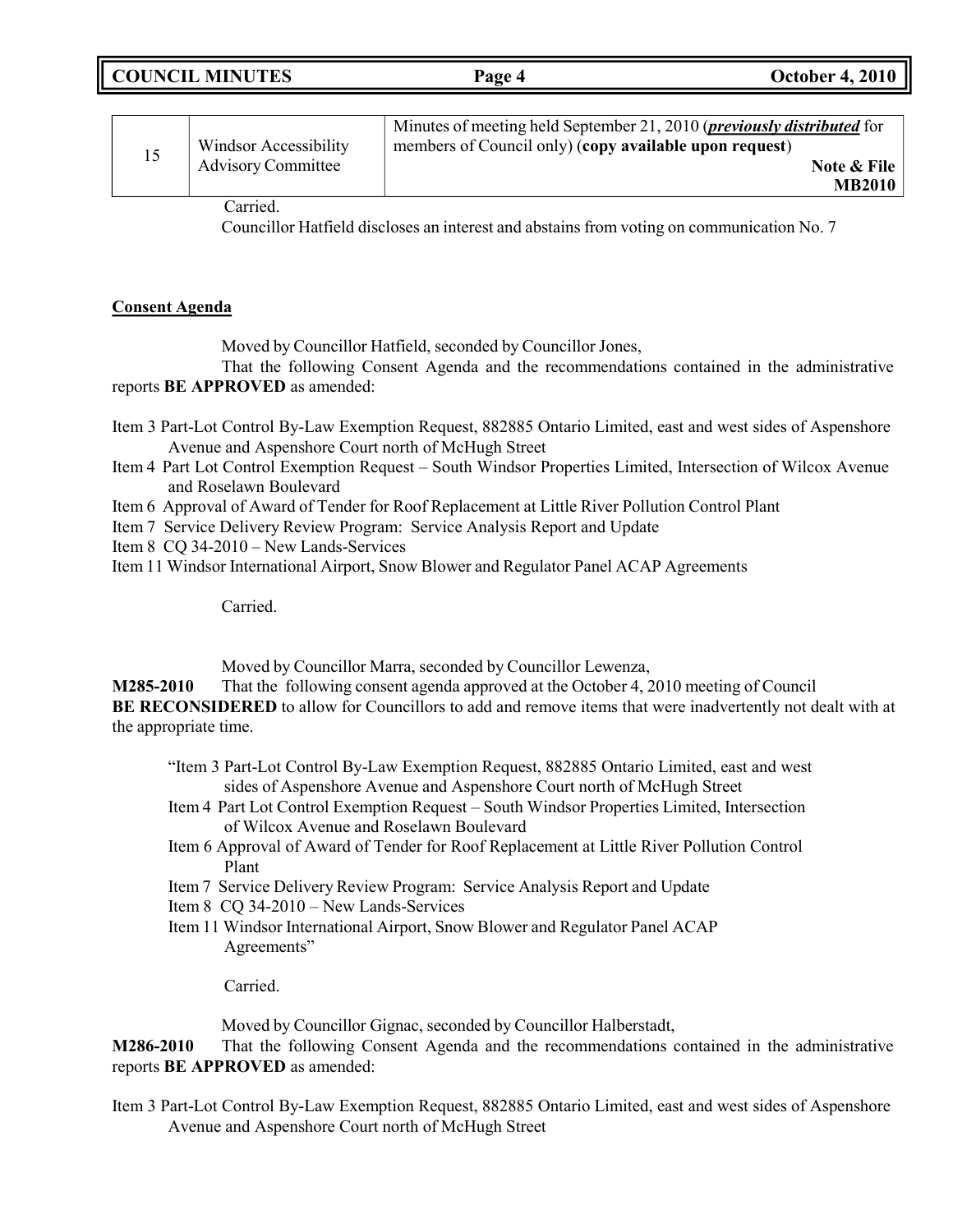| 15 | Windsor Accessibility Advisory Committee | Minutes of meeting held September 21, 2010 (***previously distributed*** for members of Council only) (**copy available upon request**) **Note & File MB2010** |
|---|---|---|

Carried.

Councillor Hatfield discloses an interest and abstains from voting on communication No. 7

**Consent Agenda**

Moved by Councillor Hatfield, seconded by Councillor Jones,

That the following Consent Agenda and the recommendations contained in the administrative reports **BE APPROVED** as amended:

Item 3 Part-Lot Control By-Law Exemption Request, 882885 Ontario Limited, east and west sides of Aspenshore Avenue and Aspenshore Court north of McHugh Street
Item 4 Part Lot Control Exemption Request – South Windsor Properties Limited, Intersection of Wilcox Avenue and Roselawn Boulevard
Item 6 Approval of Award of Tender for Roof Replacement at Little River Pollution Control Plant
Item 7 Service Delivery Review Program: Service Analysis Report and Update
Item 8 CQ 34-2010 – New Lands-Services
Item 11 Windsor International Airport, Snow Blower and Regulator Panel ACAP Agreements

Carried.

Moved by Councillor Marra, seconded by Councillor Lewenza,

**M285-2010** That the following consent agenda approved at the October 4, 2010 meeting of Council **BE RECONSIDERED** to allow for Councillors to add and remove items that were inadvertently not dealt with at the appropriate time.

"Item 3 Part-Lot Control By-Law Exemption Request, 882885 Ontario Limited, east and west sides of Aspenshore Avenue and Aspenshore Court north of McHugh Street
Item 4 Part Lot Control Exemption Request – South Windsor Properties Limited, Intersection of Wilcox Avenue and Roselawn Boulevard
Item 6 Approval of Award of Tender for Roof Replacement at Little River Pollution Control Plant
Item 7 Service Delivery Review Program: Service Analysis Report and Update
Item 8 CQ 34-2010 – New Lands-Services
Item 11 Windsor International Airport, Snow Blower and Regulator Panel ACAP Agreements"

Carried.

Moved by Councillor Gignac, seconded by Councillor Halberstadt,

**M286-2010** That the following Consent Agenda and the recommendations contained in the administrative reports **BE APPROVED** as amended:

Item 3 Part-Lot Control By-Law Exemption Request, 882885 Ontario Limited, east and west sides of Aspenshore Avenue and Aspenshore Court north of McHugh Street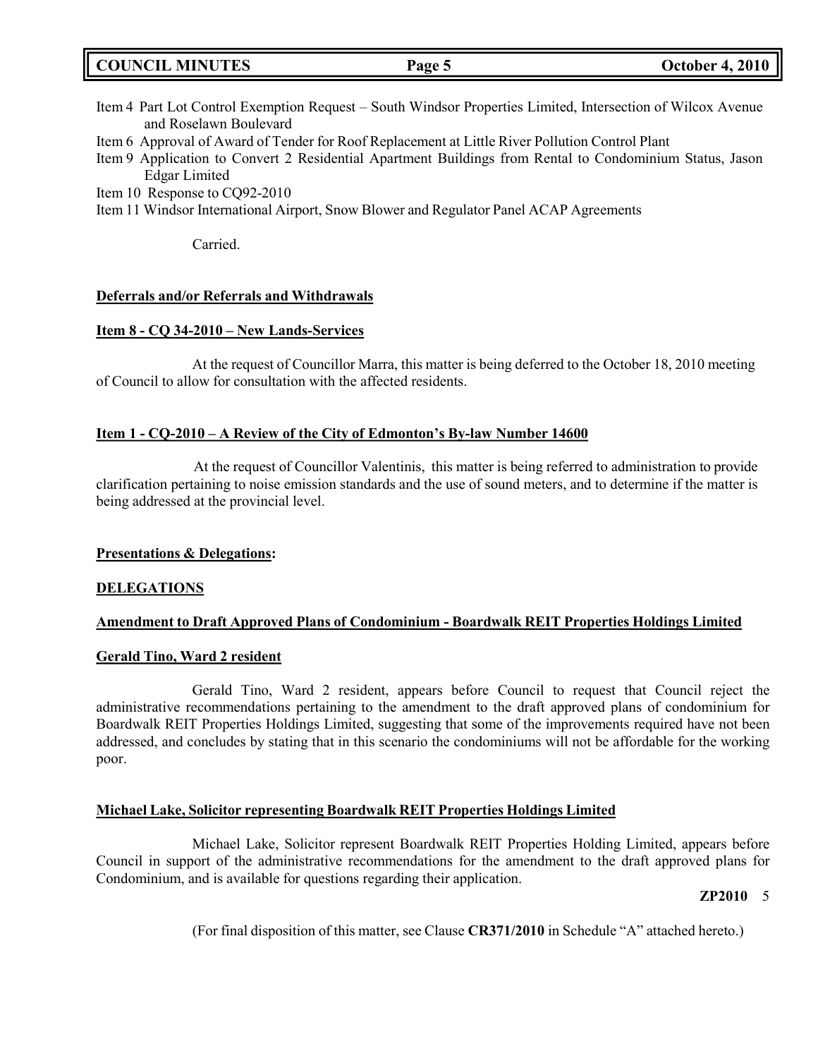Item 4 Part Lot Control Exemption Request – South Windsor Properties Limited, Intersection of Wilcox Avenue and Roselawn Boulevard

Item 6 Approval of Award of Tender for Roof Replacement at Little River Pollution Control Plant

Item 9 Application to Convert 2 Residential Apartment Buildings from Rental to Condominium Status, Jason Edgar Limited

Item 10 Response to CQ92-2010

Item 11 Windsor International Airport, Snow Blower and Regulator Panel ACAP Agreements

Carried.

**Deferrals and/or Referrals and Withdrawals**

**Item 8 - CQ 34-2010 – New Lands-Services**

At the request of Councillor Marra, this matter is being deferred to the October 18, 2010 meeting of Council to allow for consultation with the affected residents.

**Item 1 - CQ-2010 – A Review of the City of Edmonton's By-law Number 14600**

At the request of Councillor Valentinis, this matter is being referred to administration to provide clarification pertaining to noise emission standards and the use of sound meters, and to determine if the matter is being addressed at the provincial level.

**Presentations & Delegations:**

**DELEGATIONS**

**Amendment to Draft Approved Plans of Condominium - Boardwalk REIT Properties Holdings Limited**

**Gerald Tino, Ward 2 resident**

Gerald Tino, Ward 2 resident, appears before Council to request that Council reject the administrative recommendations pertaining to the amendment to the draft approved plans of condominium for Boardwalk REIT Properties Holdings Limited, suggesting that some of the improvements required have not been addressed, and concludes by stating that in this scenario the condominiums will not be affordable for the working poor.

**Michael Lake, Solicitor representing Boardwalk REIT Properties Holdings Limited**

Michael Lake, Solicitor represent Boardwalk REIT Properties Holding Limited, appears before Council in support of the administrative recommendations for the amendment to the draft approved plans for Condominium, and is available for questions regarding their application.

**ZP2010** 5

(For final disposition of this matter, see Clause **CR371/2010** in Schedule "A" attached hereto.)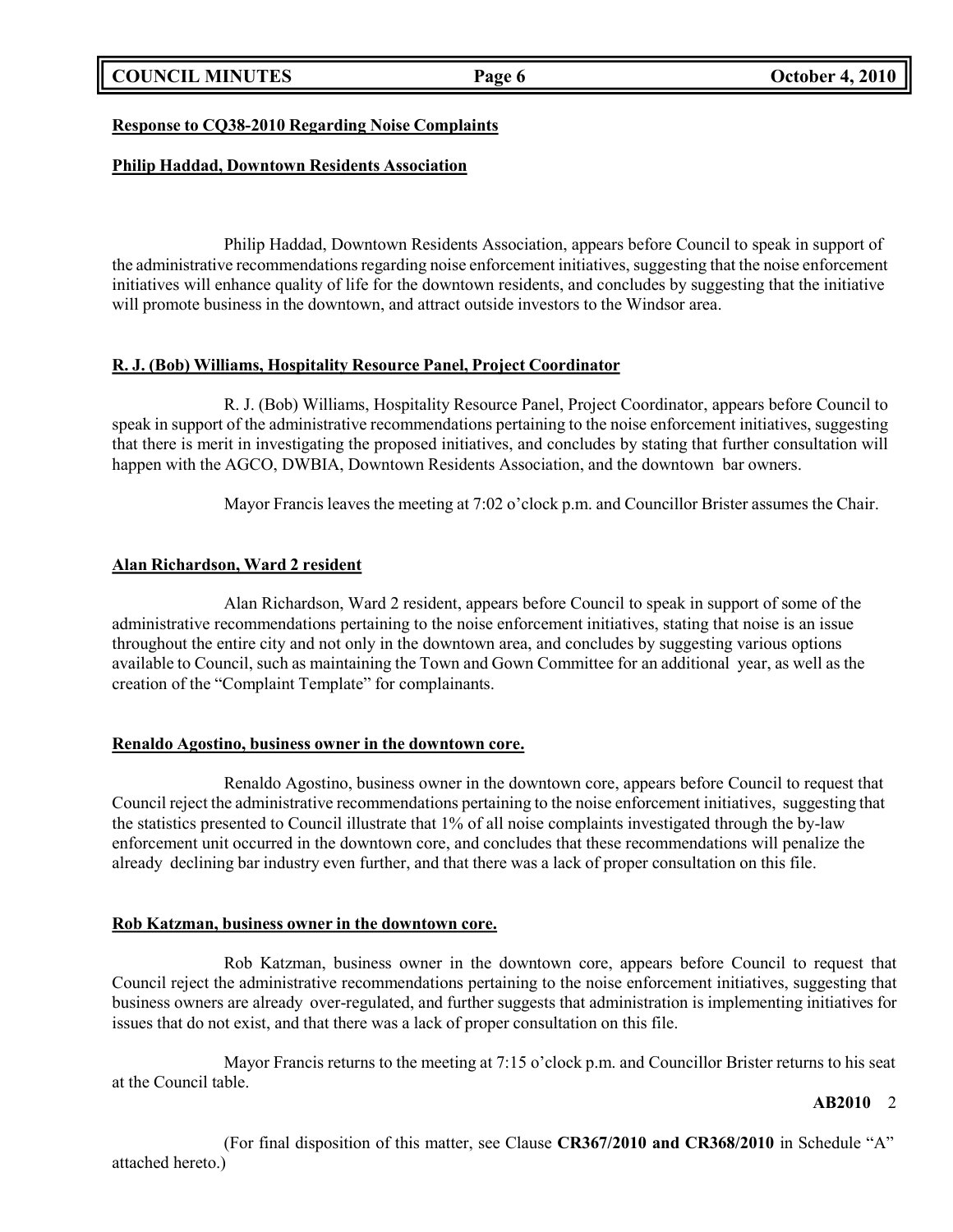**Response to CQ38-2010 Regarding Noise Complaints**

**Philip Haddad, Downtown Residents Association**

Philip Haddad, Downtown Residents Association, appears before Council to speak in support of the administrative recommendations regarding noise enforcement initiatives, suggesting that the noise enforcement initiatives will enhance quality of life for the downtown residents, and concludes by suggesting that the initiative will promote business in the downtown, and attract outside investors to the Windsor area.

**R. J. (Bob) Williams, Hospitality Resource Panel, Project Coordinator**

R. J. (Bob) Williams, Hospitality Resource Panel, Project Coordinator, appears before Council to speak in support of the administrative recommendations pertaining to the noise enforcement initiatives, suggesting that there is merit in investigating the proposed initiatives, and concludes by stating that further consultation will happen with the AGCO, DWBIA, Downtown Residents Association, and the downtown bar owners.

Mayor Francis leaves the meeting at 7:02 o'clock p.m. and Councillor Brister assumes the Chair.

**Alan Richardson, Ward 2 resident**

Alan Richardson, Ward 2 resident, appears before Council to speak in support of some of the administrative recommendations pertaining to the noise enforcement initiatives, stating that noise is an issue throughout the entire city and not only in the downtown area, and concludes by suggesting various options available to Council, such as maintaining the Town and Gown Committee for an additional year, as well as the creation of the "Complaint Template" for complainants.

**Renaldo Agostino, business owner in the downtown core.**

Renaldo Agostino, business owner in the downtown core, appears before Council to request that Council reject the administrative recommendations pertaining to the noise enforcement initiatives, suggesting that the statistics presented to Council illustrate that 1% of all noise complaints investigated through the by-law enforcement unit occurred in the downtown core, and concludes that these recommendations will penalize the already declining bar industry even further, and that there was a lack of proper consultation on this file.

**Rob Katzman, business owner in the downtown core.**

Rob Katzman, business owner in the downtown core, appears before Council to request that Council reject the administrative recommendations pertaining to the noise enforcement initiatives, suggesting that business owners are already over-regulated, and further suggests that administration is implementing initiatives for issues that do not exist, and that there was a lack of proper consultation on this file.

Mayor Francis returns to the meeting at 7:15 o'clock p.m. and Councillor Brister returns to his seat at the Council table.

**AB2010** 2

(For final disposition of this matter, see Clause **CR367/2010 and CR368/2010** in Schedule "A" attached hereto.)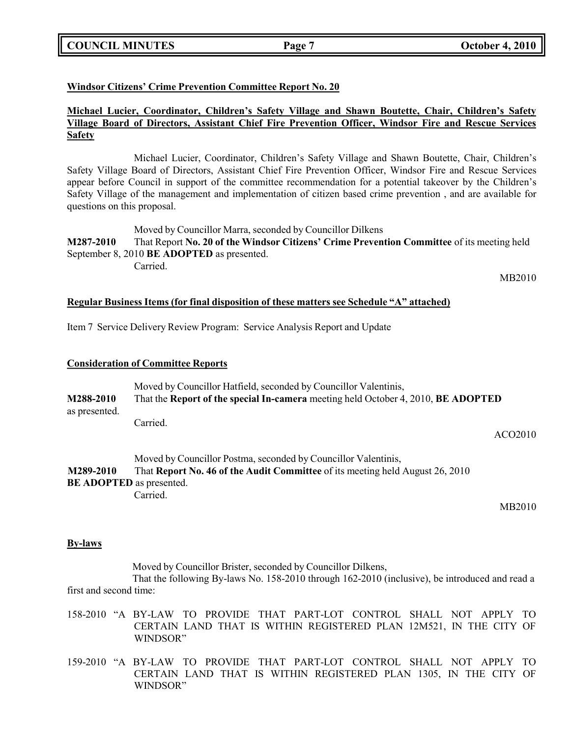**Windsor Citizens' Crime Prevention Committee Report No. 20**

**Michael Lucier, Coordinator, Children's Safety Village and Shawn Boutette, Chair, Children's Safety Village Board of Directors, Assistant Chief Fire Prevention Officer, Windsor Fire and Rescue Services Safety**

Michael Lucier, Coordinator, Children's Safety Village and Shawn Boutette, Chair, Children's Safety Village Board of Directors, Assistant Chief Fire Prevention Officer, Windsor Fire and Rescue Services appear before Council in support of the committee recommendation for a potential takeover by the Children's Safety Village of the management and implementation of citizen based crime prevention , and are available for questions on this proposal.

Moved by Councillor Marra, seconded by Councillor Dilkens

**M287-2010** That Report **No. 20 of the Windsor Citizens' Crime Prevention Committee** of its meeting held September 8, 2010 **BE ADOPTED** as presented.

Carried.

MB2010

**Regular Business Items (for final disposition of these matters see Schedule "A" attached)**

Item 7 Service Delivery Review Program: Service Analysis Report and Update

**Consideration of Committee Reports**

Moved by Councillor Hatfield, seconded by Councillor Valentinis,

**M288-2010** That the **Report of the special In-camera** meeting held October 4, 2010, **BE ADOPTED** as presented.

Carried.

ACO2010

Moved by Councillor Postma, seconded by Councillor Valentinis,

**M289-2010** That **Report No. 46 of the Audit Committee** of its meeting held August 26, 2010 **BE ADOPTED** as presented.

Carried.

MB2010

**By-laws**

Moved by Councillor Brister, seconded by Councillor Dilkens,

That the following By-laws No. 158-2010 through 162-2010 (inclusive), be introduced and read a first and second time:

158-2010 "A BY-LAW TO PROVIDE THAT PART-LOT CONTROL SHALL NOT APPLY TO CERTAIN LAND THAT IS WITHIN REGISTERED PLAN 12M521, IN THE CITY OF WINDSOR"

159-2010 "A BY-LAW TO PROVIDE THAT PART-LOT CONTROL SHALL NOT APPLY TO CERTAIN LAND THAT IS WITHIN REGISTERED PLAN 1305, IN THE CITY OF WINDSOR"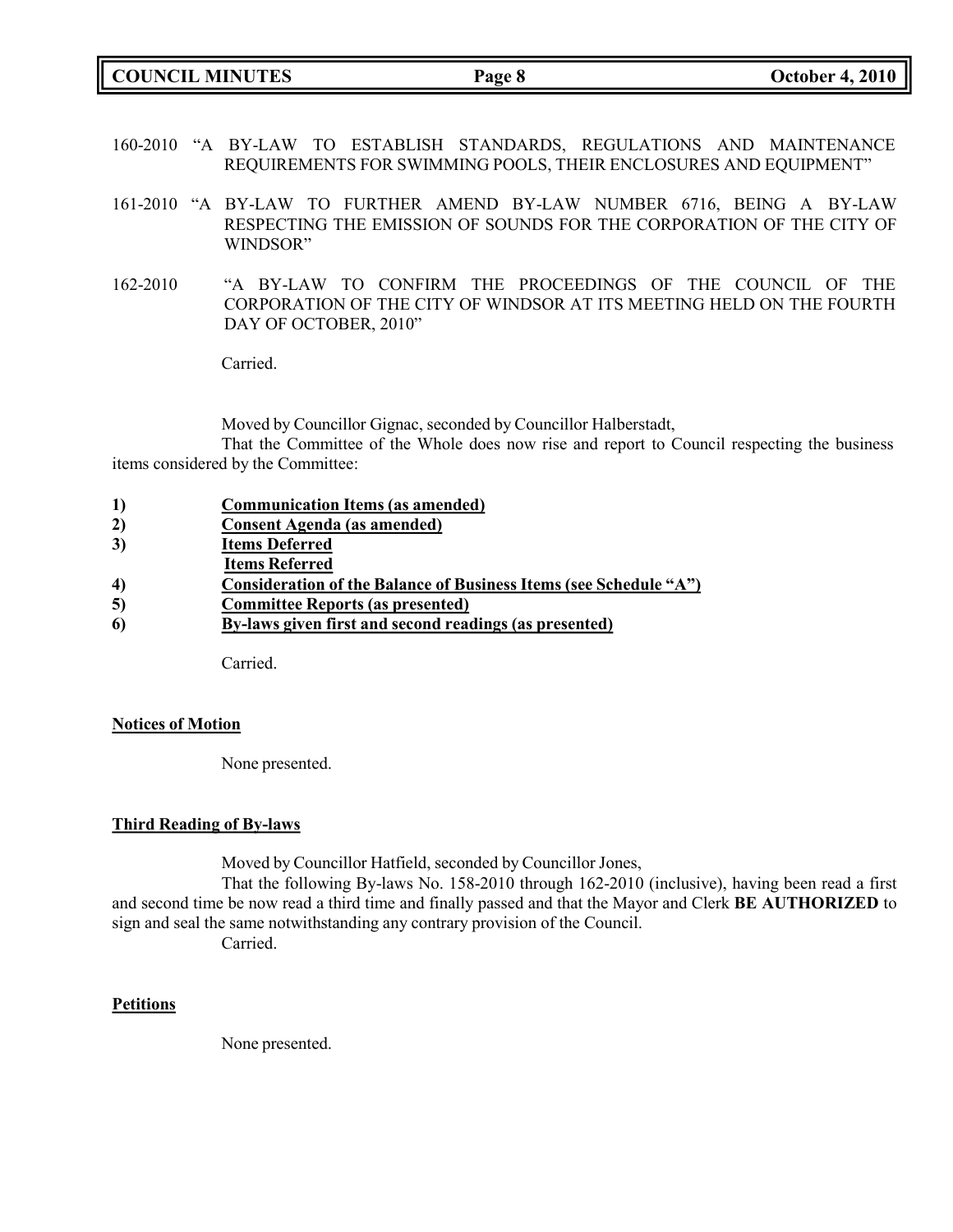160-2010 "A BY-LAW TO ESTABLISH STANDARDS, REGULATIONS AND MAINTENANCE REQUIREMENTS FOR SWIMMING POOLS, THEIR ENCLOSURES AND EQUIPMENT"

161-2010 "A BY-LAW TO FURTHER AMEND BY-LAW NUMBER 6716, BEING A BY-LAW RESPECTING THE EMISSION OF SOUNDS FOR THE CORPORATION OF THE CITY OF WINDSOR"

162-2010 "A BY-LAW TO CONFIRM THE PROCEEDINGS OF THE COUNCIL OF THE CORPORATION OF THE CITY OF WINDSOR AT ITS MEETING HELD ON THE FOURTH DAY OF OCTOBER, 2010"

Carried.

Moved by Councillor Gignac, seconded by Councillor Halberstadt,

That the Committee of the Whole does now rise and report to Council respecting the business items considered by the Committee:

1) **Communication Items (as amended)**
2) **Consent Agenda (as amended)**
3) **Items Deferred**
   **Items Referred**
4) **Consideration of the Balance of Business Items (see Schedule "A")**
5) **Committee Reports (as presented)**
6) **By-laws given first and second readings (as presented)**

Carried.

**Notices of Motion**

None presented.

**Third Reading of By-laws**

Moved by Councillor Hatfield, seconded by Councillor Jones,

That the following By-laws No. 158-2010 through 162-2010 (inclusive), having been read a first and second time be now read a third time and finally passed and that the Mayor and Clerk **BE AUTHORIZED** to sign and seal the same notwithstanding any contrary provision of the Council.

Carried.

**Petitions**

None presented.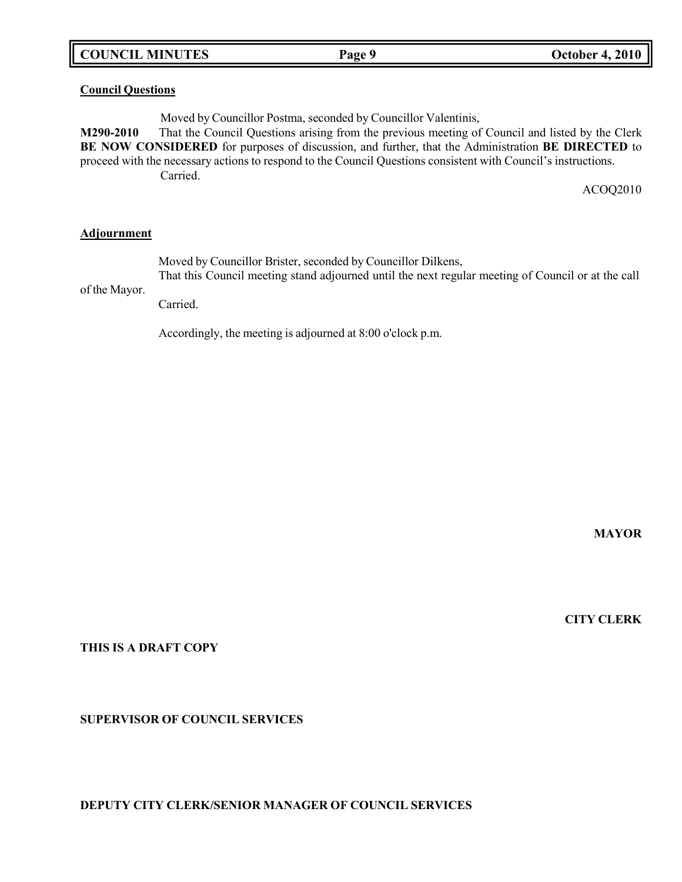**Council Questions**

Moved by Councillor Postma, seconded by Councillor Valentinis,

**M290-2010** That the Council Questions arising from the previous meeting of Council and listed by the Clerk **BE NOW CONSIDERED** for purposes of discussion, and further, that the Administration **BE DIRECTED** to proceed with the necessary actions to respond to the Council Questions consistent with Council's instructions.

Carried.

ACOQ2010

**Adjournment**

Moved by Councillor Brister, seconded by Councillor Dilkens,

That this Council meeting stand adjourned until the next regular meeting of Council or at the call of the Mayor.

Carried.

Accordingly, the meeting is adjourned at 8:00 o'clock p.m.

**MAYOR**

**CITY CLERK**

**THIS IS A DRAFT COPY**

**SUPERVISOR OF COUNCIL SERVICES**

**DEPUTY CITY CLERK/SENIOR MANAGER OF COUNCIL SERVICES**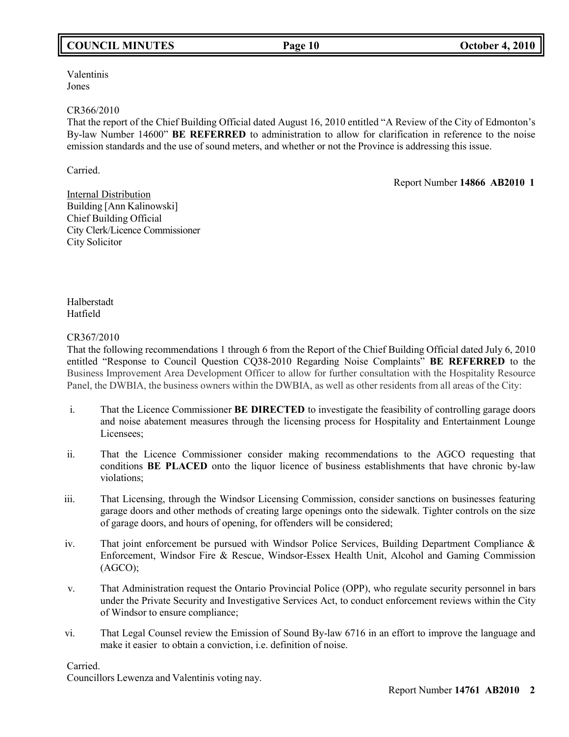Valentinis
Jones

CR366/2010
That the report of the Chief Building Official dated August 16, 2010 entitled "A Review of the City of Edmonton's By-law Number 14600" **BE REFERRED** to administration to allow for clarification in reference to the noise emission standards and the use of sound meters, and whether or not the Province is addressing this issue.

Carried.

Report Number **14866 AB2010 1**

Internal Distribution
Building [Ann Kalinowski]
Chief Building Official
City Clerk/Licence Commissioner
City Solicitor

Halberstadt
Hatfield

CR367/2010
That the following recommendations 1 through 6 from the Report of the Chief Building Official dated July 6, 2010 entitled "Response to Council Question CQ38-2010 Regarding Noise Complaints" **BE REFERRED** to the Business Improvement Area Development Officer to allow for further consultation with the Hospitality Resource Panel, the DWBIA, the business owners within the DWBIA, as well as other residents from all areas of the City:

i. That the Licence Commissioner **BE DIRECTED** to investigate the feasibility of controlling garage doors and noise abatement measures through the licensing process for Hospitality and Entertainment Lounge Licensees;

ii. That the Licence Commissioner consider making recommendations to the AGCO requesting that conditions **BE PLACED** onto the liquor licence of business establishments that have chronic by-law violations;

iii. That Licensing, through the Windsor Licensing Commission, consider sanctions on businesses featuring garage doors and other methods of creating large openings onto the sidewalk. Tighter controls on the size of garage doors, and hours of opening, for offenders will be considered;

iv. That joint enforcement be pursued with Windsor Police Services, Building Department Compliance & Enforcement, Windsor Fire & Rescue, Windsor-Essex Health Unit, Alcohol and Gaming Commission (AGCO);

v. That Administration request the Ontario Provincial Police (OPP), who regulate security personnel in bars under the Private Security and Investigative Services Act, to conduct enforcement reviews within the City of Windsor to ensure compliance;

vi. That Legal Counsel review the Emission of Sound By-law 6716 in an effort to improve the language and make it easier to obtain a conviction, i.e. definition of noise.

Carried.
Councillors Lewenza and Valentinis voting nay.

Report Number **14761 AB2010 2**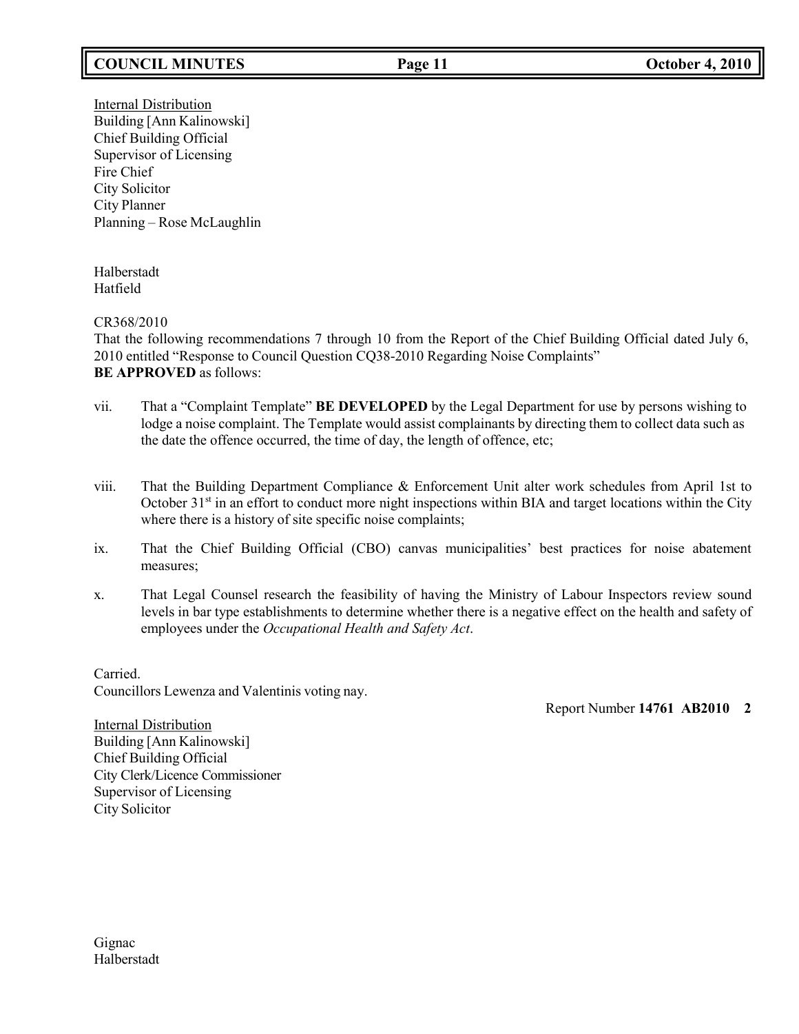Internal Distribution
Building [Ann Kalinowski]
Chief Building Official
Supervisor of Licensing
Fire Chief
City Solicitor
City Planner
Planning – Rose McLaughlin

Halberstadt
Hatfield

CR368/2010
That the following recommendations 7 through 10 from the Report of the Chief Building Official dated July 6, 2010 entitled "Response to Council Question CQ38-2010 Regarding Noise Complaints"
**BE APPROVED** as follows:

vii. That a "Complaint Template" **BE DEVELOPED** by the Legal Department for use by persons wishing to lodge a noise complaint. The Template would assist complainants by directing them to collect data such as the date the offence occurred, the time of day, the length of offence, etc;

viii. That the Building Department Compliance & Enforcement Unit alter work schedules from April 1st to October 31st in an effort to conduct more night inspections within BIA and target locations within the City where there is a history of site specific noise complaints;

ix. That the Chief Building Official (CBO) canvas municipalities' best practices for noise abatement measures;

x. That Legal Counsel research the feasibility of having the Ministry of Labour Inspectors review sound levels in bar type establishments to determine whether there is a negative effect on the health and safety of employees under the *Occupational Health and Safety Act*.

Carried.
Councillors Lewenza and Valentinis voting nay.

Report Number **14761 AB2010 2**

Internal Distribution
Building [Ann Kalinowski]
Chief Building Official
City Clerk/Licence Commissioner
Supervisor of Licensing
City Solicitor

Gignac
Halberstadt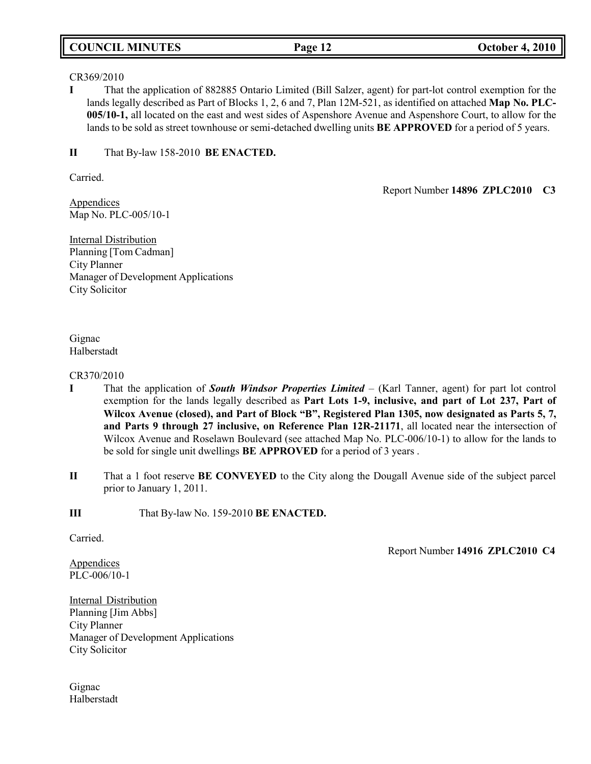CR369/2010

**I** That the application of 882885 Ontario Limited (Bill Salzer, agent) for part-lot control exemption for the lands legally described as Part of Blocks 1, 2, 6 and 7, Plan 12M-521, as identified on attached **Map No. PLC-005/10-1,** all located on the east and west sides of Aspenshore Avenue and Aspenshore Court, to allow for the lands to be sold as street townhouse or semi-detached dwelling units **BE APPROVED** for a period of 5 years.

**II** That By-law 158-2010 **BE ENACTED.**

Carried.

Report Number **14896 ZPLC2010 C3**

Appendices
Map No. PLC-005/10-1

Internal Distribution
Planning [Tom Cadman]
City Planner
Manager of Development Applications
City Solicitor

Gignac
Halberstadt

CR370/2010

**I** That the application of ***South Windsor Properties Limited*** – (Karl Tanner, agent) for part lot control exemption for the lands legally described as **Part Lots 1-9, inclusive, and part of Lot 237, Part of Wilcox Avenue (closed), and Part of Block "B", Registered Plan 1305, now designated as Parts 5, 7, and Parts 9 through 27 inclusive, on Reference Plan 12R-21171**, all located near the intersection of Wilcox Avenue and Roselawn Boulevard (see attached Map No. PLC-006/10-1) to allow for the lands to be sold for single unit dwellings **BE APPROVED** for a period of 3 years .

**II** That a 1 foot reserve **BE CONVEYED** to the City along the Dougall Avenue side of the subject parcel prior to January 1, 2011.

**III** That By-law No. 159-2010 **BE ENACTED.**

Carried.

Report Number **14916 ZPLC2010 C4**

Appendices
PLC-006/10-1

Internal Distribution
Planning [Jim Abbs]
City Planner
Manager of Development Applications
City Solicitor

Gignac
Halberstadt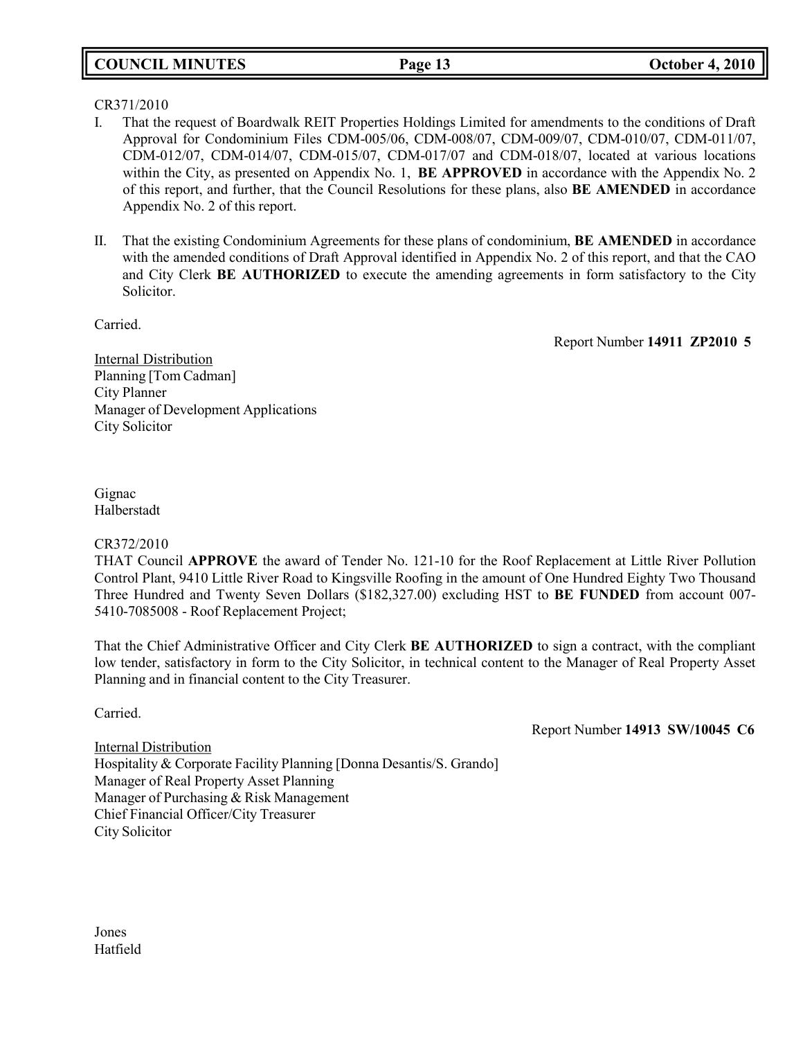CR371/2010

I. That the request of Boardwalk REIT Properties Holdings Limited for amendments to the conditions of Draft Approval for Condominium Files CDM-005/06, CDM-008/07, CDM-009/07, CDM-010/07, CDM-011/07, CDM-012/07, CDM-014/07, CDM-015/07, CDM-017/07 and CDM-018/07, located at various locations within the City, as presented on Appendix No. 1, **BE APPROVED** in accordance with the Appendix No. 2 of this report, and further, that the Council Resolutions for these plans, also **BE AMENDED** in accordance Appendix No. 2 of this report.

II. That the existing Condominium Agreements for these plans of condominium, **BE AMENDED** in accordance with the amended conditions of Draft Approval identified in Appendix No. 2 of this report, and that the CAO and City Clerk **BE AUTHORIZED** to execute the amending agreements in form satisfactory to the City Solicitor.

Carried.

Report Number **14911 ZP2010 5**

Internal Distribution
Planning [Tom Cadman]
City Planner
Manager of Development Applications
City Solicitor

Gignac
Halberstadt

CR372/2010

THAT Council **APPROVE** the award of Tender No. 121-10 for the Roof Replacement at Little River Pollution Control Plant, 9410 Little River Road to Kingsville Roofing in the amount of One Hundred Eighty Two Thousand Three Hundred and Twenty Seven Dollars ($182,327.00) excluding HST to **BE FUNDED** from account 007-5410-7085008 - Roof Replacement Project;

That the Chief Administrative Officer and City Clerk **BE AUTHORIZED** to sign a contract, with the compliant low tender, satisfactory in form to the City Solicitor, in technical content to the Manager of Real Property Asset Planning and in financial content to the City Treasurer.

Carried.

Report Number **14913 SW/10045 C6**

Internal Distribution
Hospitality & Corporate Facility Planning [Donna Desantis/S. Grando]
Manager of Real Property Asset Planning
Manager of Purchasing & Risk Management
Chief Financial Officer/City Treasurer
City Solicitor

Jones
Hatfield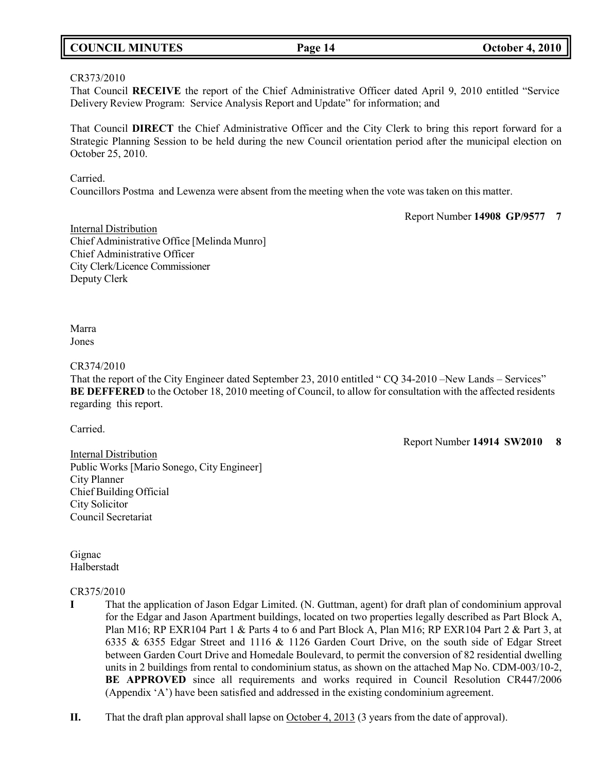CR373/2010
That Council **RECEIVE** the report of the Chief Administrative Officer dated April 9, 2010 entitled "Service Delivery Review Program: Service Analysis Report and Update" for information; and

That Council **DIRECT** the Chief Administrative Officer and the City Clerk to bring this report forward for a Strategic Planning Session to be held during the new Council orientation period after the municipal election on October 25, 2010.

Carried.
Councillors Postma and Lewenza were absent from the meeting when the vote was taken on this matter.

Report Number **14908 GP/9577 7**

Internal Distribution
Chief Administrative Office [Melinda Munro]
Chief Administrative Officer
City Clerk/Licence Commissioner
Deputy Clerk

Marra
Jones

CR374/2010
That the report of the City Engineer dated September 23, 2010 entitled " CQ 34-2010 –New Lands – Services" **BE DEFFERED** to the October 18, 2010 meeting of Council, to allow for consultation with the affected residents regarding this report.

Carried.

Report Number **14914 SW2010 8**

Internal Distribution
Public Works [Mario Sonego, City Engineer]
City Planner
Chief Building Official
City Solicitor
Council Secretariat

Gignac
Halberstadt

CR375/2010

**I** That the application of Jason Edgar Limited. (N. Guttman, agent) for draft plan of condominium approval for the Edgar and Jason Apartment buildings, located on two properties legally described as Part Block A, Plan M16; RP EXR104 Part 1 & Parts 4 to 6 and Part Block A, Plan M16; RP EXR104 Part 2 & Part 3, at 6335 & 6355 Edgar Street and 1116 & 1126 Garden Court Drive, on the south side of Edgar Street between Garden Court Drive and Homedale Boulevard, to permit the conversion of 82 residential dwelling units in 2 buildings from rental to condominium status, as shown on the attached Map No. CDM-003/10-2, **BE APPROVED** since all requirements and works required in Council Resolution CR447/2006 (Appendix 'A') have been satisfied and addressed in the existing condominium agreement.

**II.** That the draft plan approval shall lapse on October 4, 2013 (3 years from the date of approval).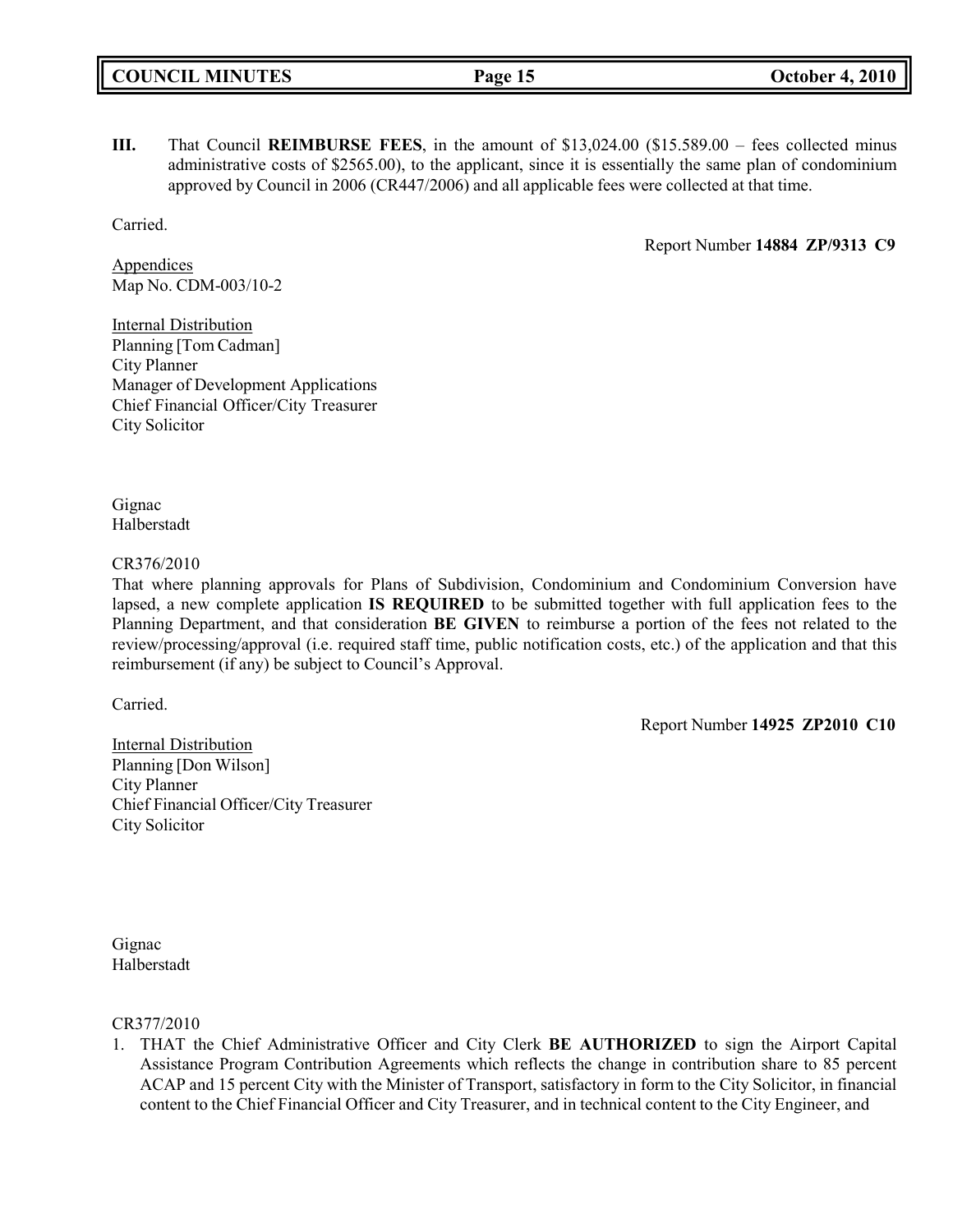**III.** That Council **REIMBURSE FEES**, in the amount of $13,024.00 ($15.589.00 – fees collected minus administrative costs of $2565.00), to the applicant, since it is essentially the same plan of condominium approved by Council in 2006 (CR447/2006) and all applicable fees were collected at that time.

Carried.

Report Number **14884 ZP/9313 C9**

Appendices
Map No. CDM-003/10-2

Internal Distribution
Planning [Tom Cadman]
City Planner
Manager of Development Applications
Chief Financial Officer/City Treasurer
City Solicitor

Gignac
Halberstadt

CR376/2010
That where planning approvals for Plans of Subdivision, Condominium and Condominium Conversion have lapsed, a new complete application **IS REQUIRED** to be submitted together with full application fees to the Planning Department, and that consideration **BE GIVEN** to reimburse a portion of the fees not related to the review/processing/approval (i.e. required staff time, public notification costs, etc.) of the application and that this reimbursement (if any) be subject to Council's Approval.

Carried.

Report Number **14925 ZP2010 C10**

Internal Distribution
Planning [Don Wilson]
City Planner
Chief Financial Officer/City Treasurer
City Solicitor

Gignac
Halberstadt

CR377/2010
1. THAT the Chief Administrative Officer and City Clerk **BE AUTHORIZED** to sign the Airport Capital Assistance Program Contribution Agreements which reflects the change in contribution share to 85 percent ACAP and 15 percent City with the Minister of Transport, satisfactory in form to the City Solicitor, in financial content to the Chief Financial Officer and City Treasurer, and in technical content to the City Engineer, and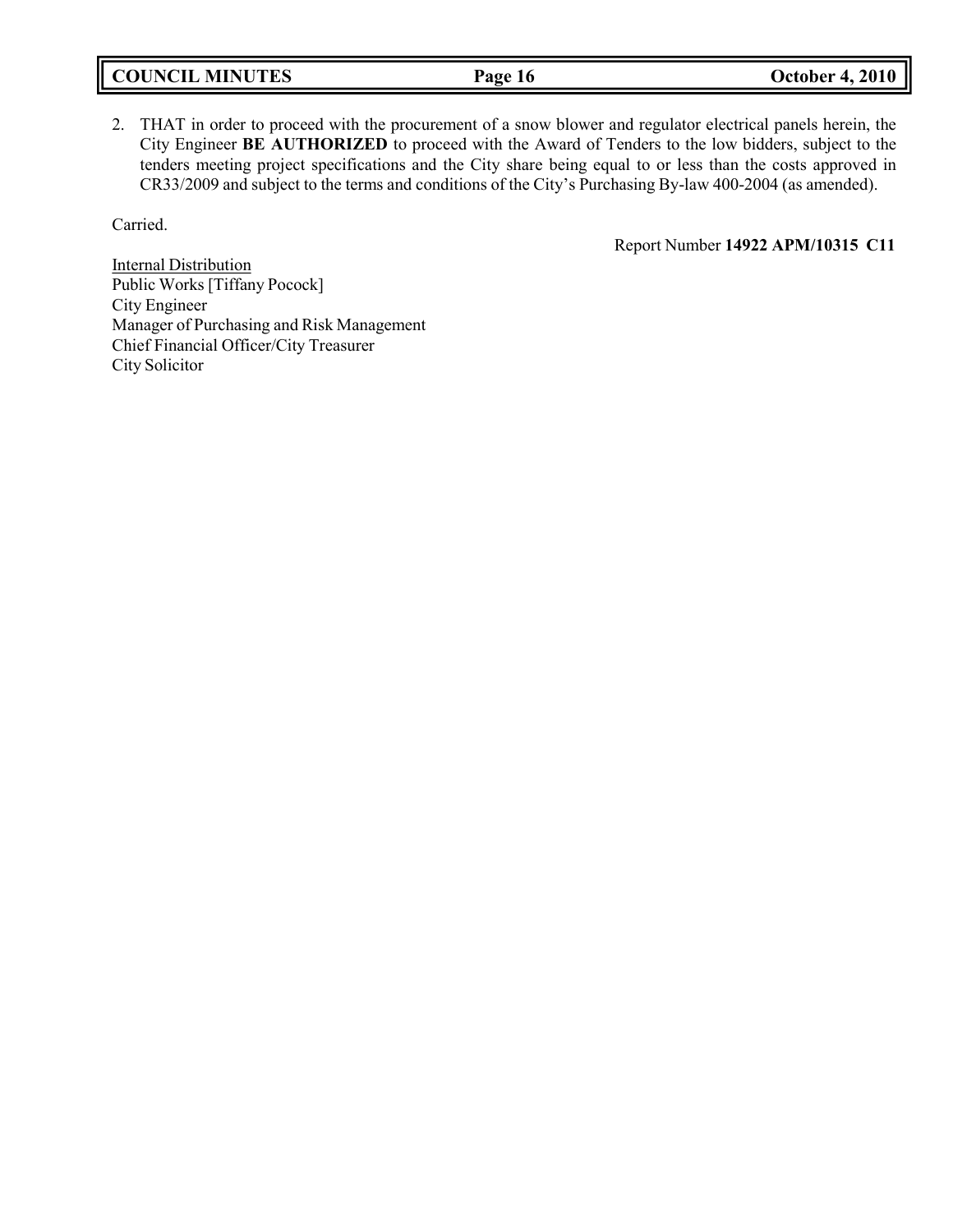2. THAT in order to proceed with the procurement of a snow blower and regulator electrical panels herein, the City Engineer **BE AUTHORIZED** to proceed with the Award of Tenders to the low bidders, subject to the tenders meeting project specifications and the City share being equal to or less than the costs approved in CR33/2009 and subject to the terms and conditions of the City's Purchasing By-law 400-2004 (as amended).

Carried.

Report Number **14922 APM/10315 C11**

Internal Distribution
Public Works [Tiffany Pocock]
City Engineer
Manager of Purchasing and Risk Management
Chief Financial Officer/City Treasurer
City Solicitor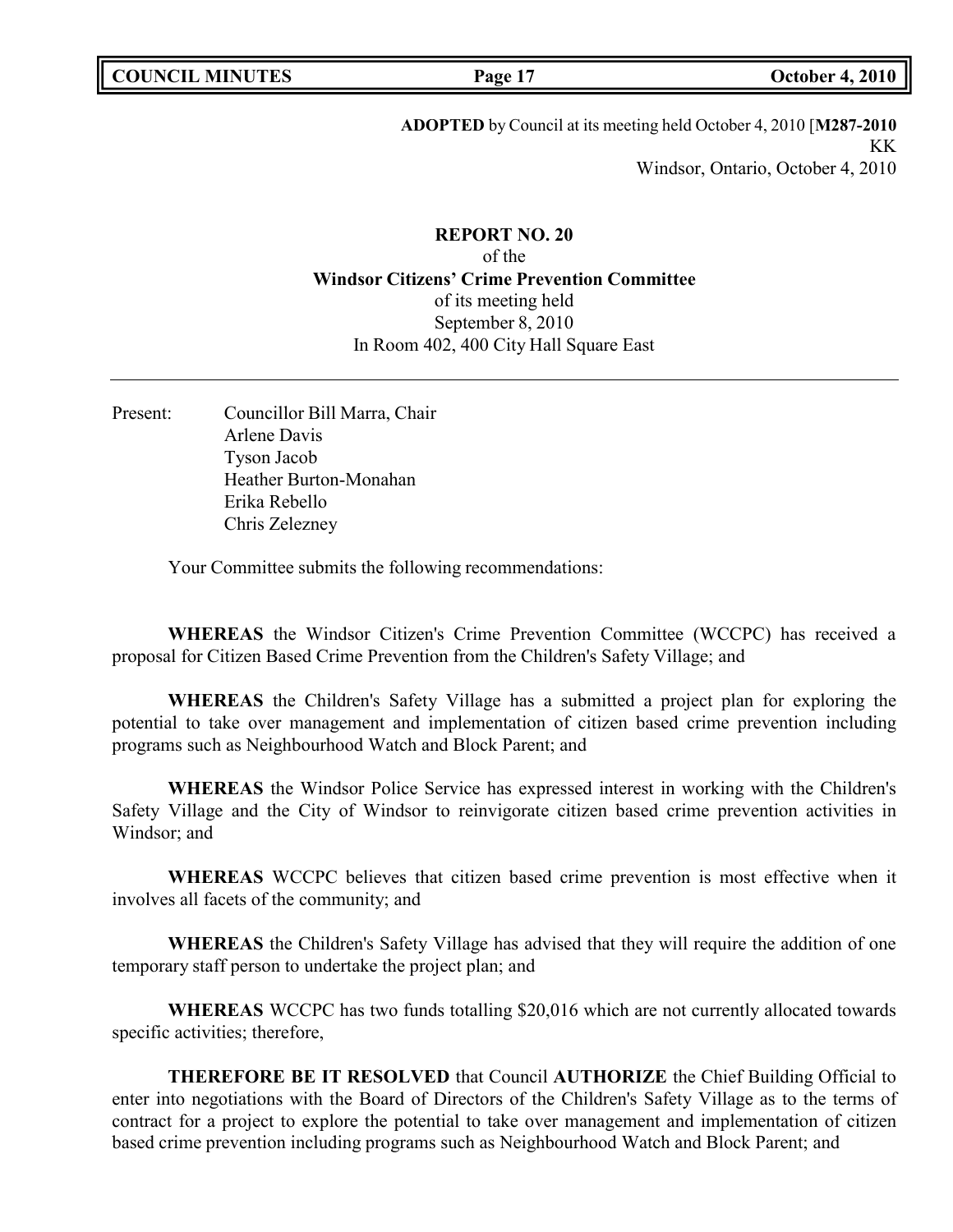**ADOPTED** by Council at its meeting held October 4, 2010 [**M287-2010**
KK
Windsor, Ontario, October 4, 2010

**REPORT NO. 20**
of the
**Windsor Citizens' Crime Prevention Committee**
of its meeting held
September 8, 2010
In Room 402, 400 City Hall Square East

---

Present: Councillor Bill Marra, Chair
Arlene Davis
Tyson Jacob
Heather Burton-Monahan
Erika Rebello
Chris Zelezney

Your Committee submits the following recommendations:

**WHEREAS** the Windsor Citizen's Crime Prevention Committee (WCCPC) has received a proposal for Citizen Based Crime Prevention from the Children's Safety Village; and

**WHEREAS** the Children's Safety Village has a submitted a project plan for exploring the potential to take over management and implementation of citizen based crime prevention including programs such as Neighbourhood Watch and Block Parent; and

**WHEREAS** the Windsor Police Service has expressed interest in working with the Children's Safety Village and the City of Windsor to reinvigorate citizen based crime prevention activities in Windsor; and

**WHEREAS** WCCPC believes that citizen based crime prevention is most effective when it involves all facets of the community; and

**WHEREAS** the Children's Safety Village has advised that they will require the addition of one temporary staff person to undertake the project plan; and

**WHEREAS** WCCPC has two funds totalling $20,016 which are not currently allocated towards specific activities; therefore,

**THEREFORE BE IT RESOLVED** that Council **AUTHORIZE** the Chief Building Official to enter into negotiations with the Board of Directors of the Children's Safety Village as to the terms of contract for a project to explore the potential to take over management and implementation of citizen based crime prevention including programs such as Neighbourhood Watch and Block Parent; and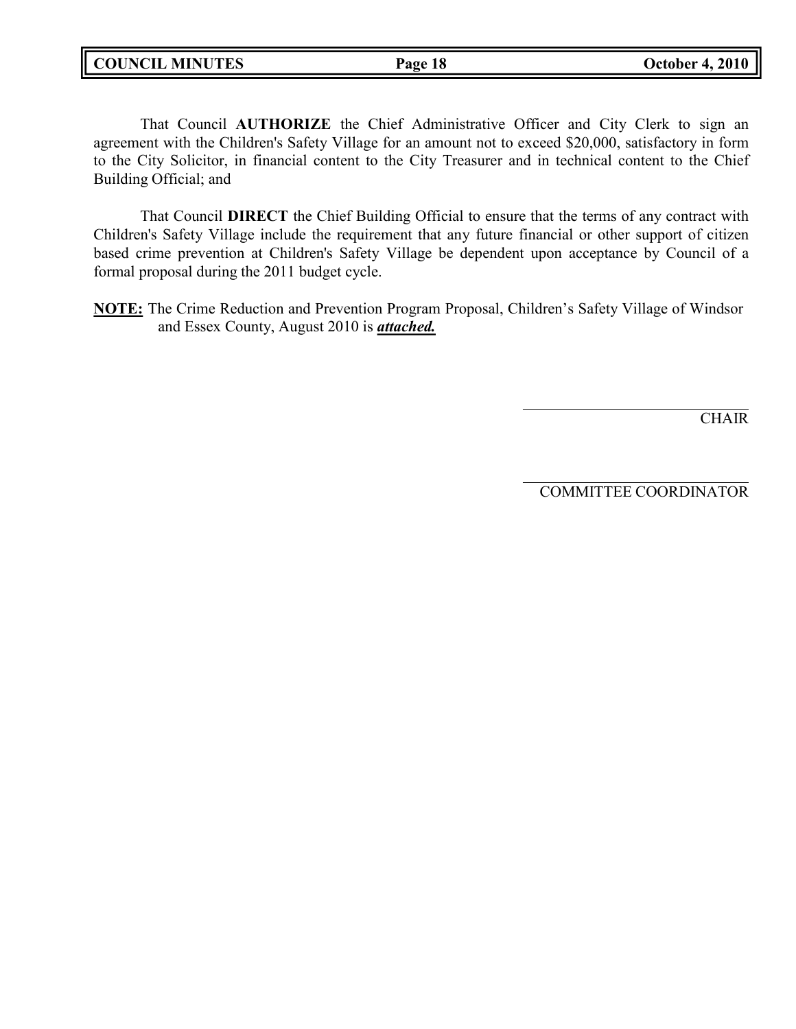That Council **AUTHORIZE** the Chief Administrative Officer and City Clerk to sign an agreement with the Children's Safety Village for an amount not to exceed $20,000, satisfactory in form to the City Solicitor, in financial content to the City Treasurer and in technical content to the Chief Building Official; and

That Council **DIRECT** the Chief Building Official to ensure that the terms of any contract with Children's Safety Village include the requirement that any future financial or other support of citizen based crime prevention at Children's Safety Village be dependent upon acceptance by Council of a formal proposal during the 2011 budget cycle.

**NOTE:** The Crime Reduction and Prevention Program Proposal, Children's Safety Village of Windsor and Essex County, August 2010 is ***attached.***

\_\_\_\_\_\_\_\_\_\_\_\_\_\_\_\_\_\_\_\_\_\_\_\_\_\_\_\_\_\_

CHAIR

\_\_\_\_\_\_\_\_\_\_\_\_\_\_\_\_\_\_\_\_\_\_\_\_\_\_\_\_\_\_

COMMITTEE COORDINATOR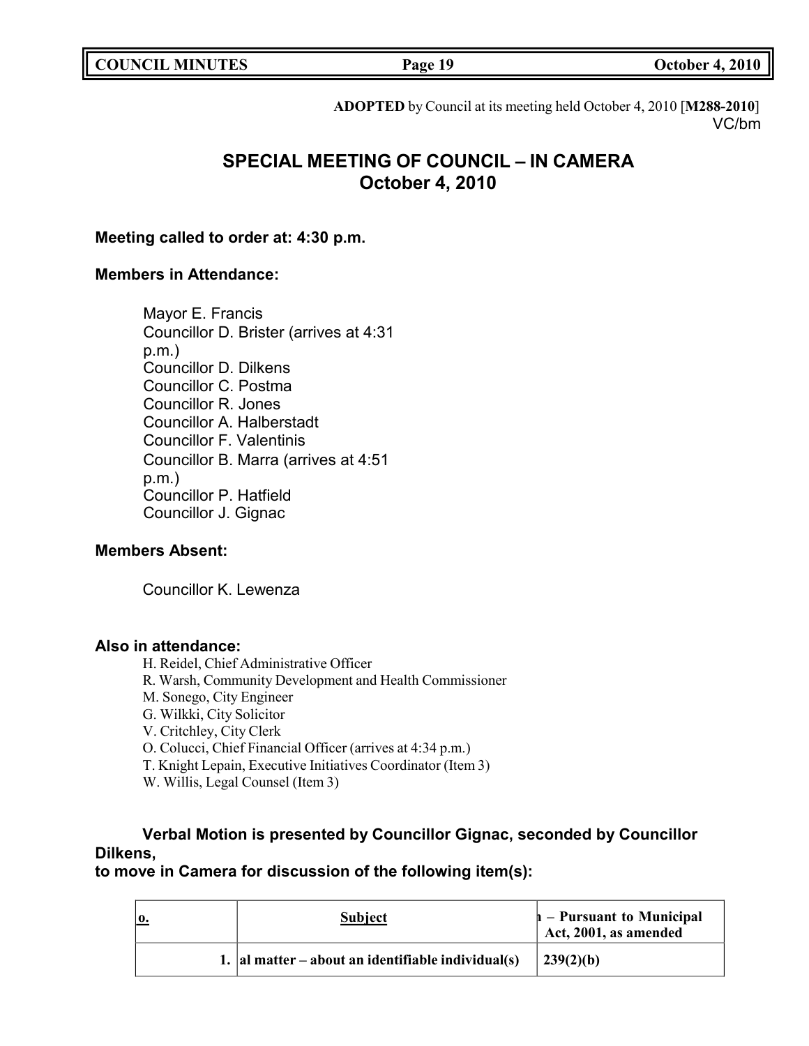**ADOPTED** by Council at its meeting held October 4, 2010 [**M288-2010**]
VC/bm

# SPECIAL MEETING OF COUNCIL – IN CAMERA
# October 4, 2010

**Meeting called to order at: 4:30 p.m.**

**Members in Attendance:**

Mayor E. Francis
Councillor D. Brister (arrives at 4:31 p.m.)
Councillor D. Dilkens
Councillor C. Postma
Councillor R. Jones
Councillor A. Halberstadt
Councillor F. Valentinis
Councillor B. Marra (arrives at 4:51 p.m.)
Councillor P. Hatfield
Councillor J. Gignac

**Members Absent:**

Councillor K. Lewenza

**Also in attendance:**

H. Reidel, Chief Administrative Officer
R. Warsh, Community Development and Health Commissioner
M. Sonego, City Engineer
G. Wilkki, City Solicitor
V. Critchley, City Clerk
O. Colucci, Chief Financial Officer (arrives at 4:34 p.m.)
T. Knight Lepain, Executive Initiatives Coordinator (Item 3)
W. Willis, Legal Counsel (Item 3)

**Verbal Motion is presented by Councillor Gignac, seconded by Councillor Dilkens,
to move in Camera for discussion of the following item(s):**

| o. | Subject | ı – Pursuant to Municipal Act, 2001, as amended |
|---|---|---|
| 1. | al matter – about an identifiable individual(s) | 239(2)(b) |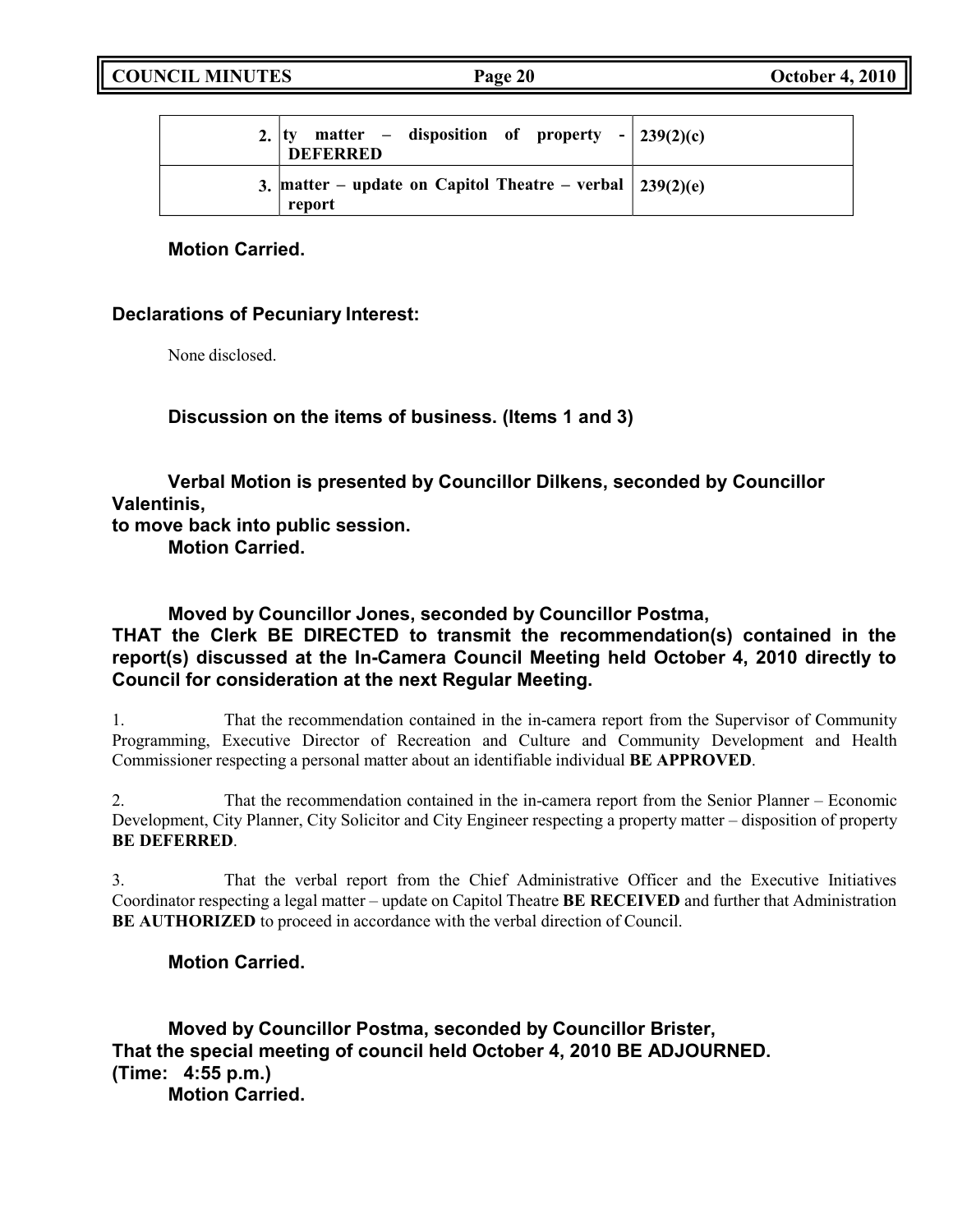| | | |
|---|---|---|
| 2. | ty matter – disposition of property - **DEFERRED** | 239(2)(c) |
| 3. | matter – update on Capitol Theatre – verbal report | 239(2)(e) |

**Motion Carried.**

**Declarations of Pecuniary Interest:**

None disclosed.

**Discussion on the items of business. (Items 1 and 3)**

**Verbal Motion is presented by Councillor Dilkens, seconded by Councillor Valentinis, to move back into public session.**
**Motion Carried.**

**Moved by Councillor Jones, seconded by Councillor Postma,**
**THAT the Clerk BE DIRECTED to transmit the recommendation(s) contained in the report(s) discussed at the In-Camera Council Meeting held October 4, 2010 directly to Council for consideration at the next Regular Meeting.**

1. That the recommendation contained in the in-camera report from the Supervisor of Community Programming, Executive Director of Recreation and Culture and Community Development and Health Commissioner respecting a personal matter about an identifiable individual **BE APPROVED**.

2. That the recommendation contained in the in-camera report from the Senior Planner – Economic Development, City Planner, City Solicitor and City Engineer respecting a property matter – disposition of property **BE DEFERRED**.

3. That the verbal report from the Chief Administrative Officer and the Executive Initiatives Coordinator respecting a legal matter – update on Capitol Theatre **BE RECEIVED** and further that Administration **BE AUTHORIZED** to proceed in accordance with the verbal direction of Council.

**Motion Carried.**

**Moved by Councillor Postma, seconded by Councillor Brister,**
**That the special meeting of council held October 4, 2010 BE ADJOURNED.**
**(Time: 4:55 p.m.)**
**Motion Carried.**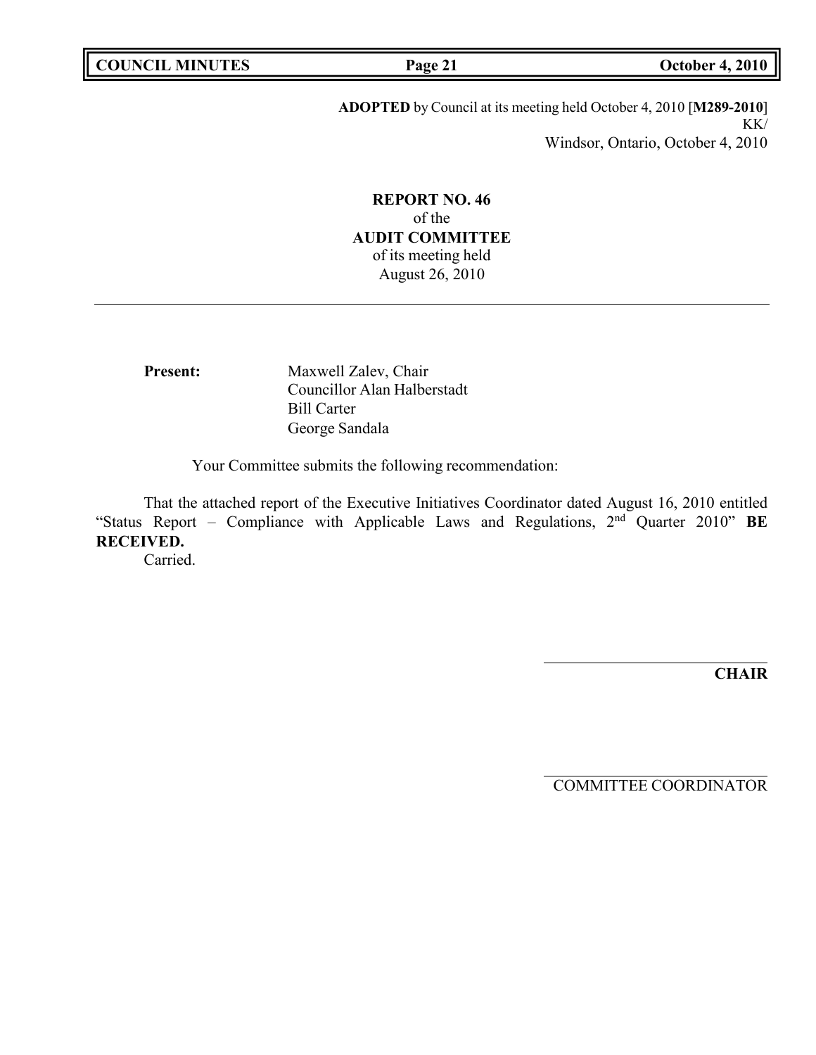**ADOPTED** by Council at its meeting held October 4, 2010 [**M289-2010**]
KK/
Windsor, Ontario, October 4, 2010

**REPORT NO. 46**
of the
**AUDIT COMMITTEE**
of its meeting held
August 26, 2010

---

**Present:** Maxwell Zalev, Chair
Councillor Alan Halberstadt
Bill Carter
George Sandala

Your Committee submits the following recommendation:

That the attached report of the Executive Initiatives Coordinator dated August 16, 2010 entitled "Status Report – Compliance with Applicable Laws and Regulations, 2nd Quarter 2010" **BE RECEIVED.**
Carried.

**CHAIR**

COMMITTEE COORDINATOR